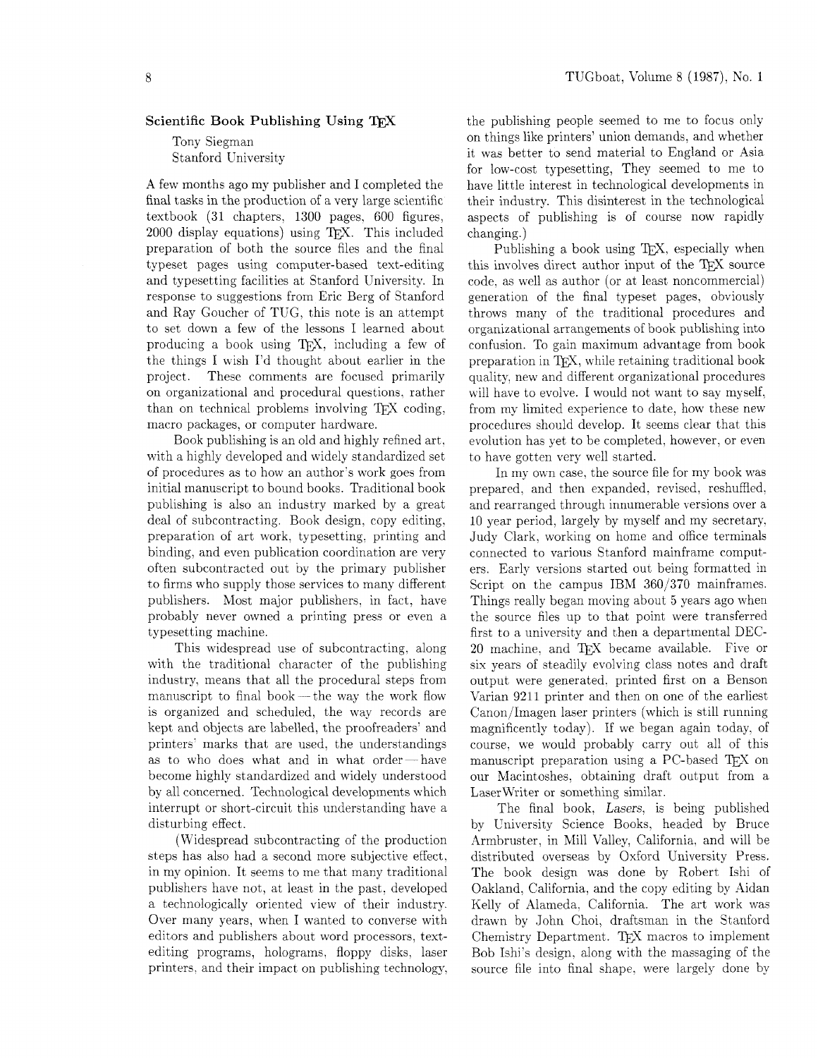## Scientific Book Publishing Using TEX

Tony Siegman
Stanford University

A few months ago my publisher and I completed the final tasks in the production of a very large scientific textbook (31 chapters, 1300 pages, 600 figures, 2000 display equations) using TEX. This included preparation of both the source files and the final typeset pages using computer-based text-editing and typesetting facilities at Stanford University. In response to suggestions from Eric Berg of Stanford and Ray Goucher of TUG, this note is an attempt to set down a few of the lessons I learned about producing a book using TEX, including a few of the things I wish I'd thought about earlier in the project. These comments are focused primarily on organizational and procedural questions, rather than on technical problems involving TEX coding, macro packages, or computer hardware.

Book publishing is an old and highly refined art, with a highly developed and widely standardized set of procedures as to how an author's work goes from initial manuscript to bound books. Traditional book publishing is also an industry marked by a great deal of subcontracting. Book design, copy editing, preparation of art work, typesetting, printing and binding, and even publication coordination are very often subcontracted out by the primary publisher to firms who supply those services to many different publishers. Most major publishers, in fact, have probably never owned a printing press or even a typesetting machine.

This widespread use of subcontracting, along with the traditional character of the publishing industry, means that all the procedural steps from manuscript to final book — the way the work flow is organized and scheduled, the way records are kept and objects are labelled, the proofreaders' and printers' marks that are used, the understandings as to who does what and in what order — have become highly standardized and widely understood by all concerned. Technological developments which interrupt or short-circuit this understanding have a disturbing effect.

(Widespread subcontracting of the production steps has also had a second more subjective effect, in my opinion. It seems to me that many traditional publishers have not, at least in the past, developed a technologically oriented view of their industry. Over many years, when I wanted to converse with editors and publishers about word processors, text-editing programs, holograms, floppy disks, laser printers, and their impact on publishing technology, the publishing people seemed to me to focus only on things like printers' union demands, and whether it was better to send material to England or Asia for low-cost typesetting, They seemed to me to have little interest in technological developments in their industry. This disinterest in the technological aspects of publishing is of course now rapidly changing.)

Publishing a book using TEX, especially when this involves direct author input of the TEX source code, as well as author (or at least noncommercial) generation of the final typeset pages, obviously throws many of the traditional procedures and organizational arrangements of book publishing into confusion. To gain maximum advantage from book preparation in TEX, while retaining traditional book quality, new and different organizational procedures will have to evolve. I would not want to say myself, from my limited experience to date, how these new procedures should develop. It seems clear that this evolution has yet to be completed, however, or even to have gotten very well started.

In my own case, the source file for my book was prepared, and then expanded, revised, reshuffled, and rearranged through innumerable versions over a 10 year period, largely by myself and my secretary, Judy Clark, working on home and office terminals connected to various Stanford mainframe computers. Early versions started out being formatted in Script on the campus IBM 360/370 mainframes. Things really began moving about 5 years ago when the source files up to that point were transferred first to a university and then a departmental DEC-20 machine, and TEX became available. Five or six years of steadily evolving class notes and draft output were generated, printed first on a Benson Varian 9211 printer and then on one of the earliest Canon/Imagen laser printers (which is still running magnificently today). If we began again today, of course, we would probably carry out all of this manuscript preparation using a PC-based TEX on our Macintoshes, obtaining draft output from a LaserWriter or something similar.

The final book, *Lasers*, is being published by University Science Books, headed by Bruce Armbruster, in Mill Valley, California, and will be distributed overseas by Oxford University Press. The book design was done by Robert Ishi of Oakland, California, and the copy editing by Aidan Kelly of Alameda, California. The art work was drawn by John Choi, draftsman in the Stanford Chemistry Department. TEX macros to implement Bob Ishi's design, along with the massaging of the source file into final shape, were largely done by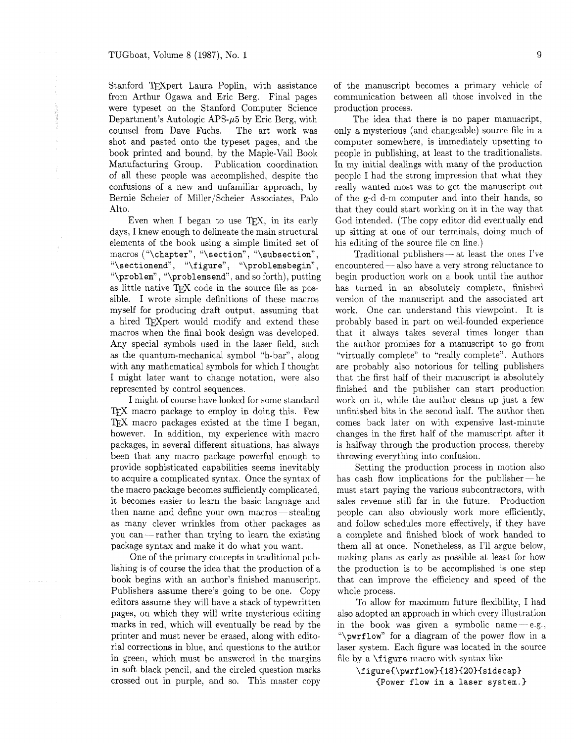Stanford TeXpert Laura Poplin, with assistance from Arthur Ogawa and Eric Berg. Final pages were typeset on the Stanford Computer Science Department's Autologic APS-$\mu$5 by Eric Berg, with counsel from Dave Fuchs. The art work was shot and pasted onto the typeset pages, and the book printed and bound, by the Maple-Vail Book Manufacturing Group. Publication coordination of all these people was accomplished, despite the confusions of a new and unfamiliar approach, by Bernie Scheier of Miller/Scheier Associates, Palo Alto.

Even when I began to use TeX, in its early days, I knew enough to delineate the main structural elements of the book using a simple limited set of macros ("`\chapter`", "`\section`", "`\subsection`", "`\sectionend`", "`\figure`", "`\problemsbegin`", "`\problem`", "`\problemsend`", and so forth), putting as little native TeX code in the source file as possible. I wrote simple definitions of these macros myself for producing draft output, assuming that a hired TeXpert would modify and extend these macros when the final book design was developed. Any special symbols used in the laser field, such as the quantum-mechanical symbol "h-bar", along with any mathematical symbols for which I thought I might later want to change notation, were also represented by control sequences.

I might of course have looked for some standard TeX macro package to employ in doing this. Few TeX macro packages existed at the time I began, however. In addition, my experience with macro packages, in several different situations, has always been that any macro package powerful enough to provide sophisticated capabilities seems inevitably to acquire a complicated syntax. Once the syntax of the macro package becomes sufficiently complicated, it becomes easier to learn the basic language and then name and define your own macros — stealing as many clever wrinkles from other packages as you can — rather than trying to learn the existing package syntax and make it do what you want.

One of the primary concepts in traditional publishing is of course the idea that the production of a book begins with an author's finished manuscript. Publishers assume there's going to be one. Copy editors assume they will have a stack of typewritten pages, on which they will write mysterious editing marks in red, which will eventually be read by the printer and must never be erased, along with editorial corrections in blue, and questions to the author in green, which must be answered in the margins in soft black pencil, and the circled question marks crossed out in purple, and so. This master copy of the manuscript becomes a primary vehicle of communication between all those involved in the production process.

The idea that there is no paper manuscript, only a mysterious (and changeable) source file in a computer somewhere, is immediately upsetting to people in publishing, at least to the traditionalists. In my initial dealings with many of the production people I had the strong impression that what they really wanted most was to get the manuscript out of the g-d d-m computer and into their hands, so that they could start working on it in the way that God intended. (The copy editor did eventually end up sitting at one of our terminals, doing much of his editing of the source file on line.)

Traditional publishers — at least the ones I've encountered — also have a very strong reluctance to begin production work on a book until the author has turned in an absolutely complete, finished version of the manuscript and the associated art work. One can understand this viewpoint. It is probably based in part on well-founded experience that it always takes several times longer than the author promises for a manuscript to go from "virtually complete" to "really complete". Authors are probably also notorious for telling publishers that the first half of their manuscript is absolutely finished and the publisher can start production work on it, while the author cleans up just a few unfinished bits in the second half. The author then comes back later on with expensive last-minute changes in the first half of the manuscript after it is halfway through the production process, thereby throwing everything into confusion.

Setting the production process in motion also has cash flow implications for the publisher — he must start paying the various subcontractors, with sales revenue still far in the future. Production people can also obviously work more efficiently, and follow schedules more effectively, if they have a complete and finished block of work handed to them all at once. Nonetheless, as I'll argue below, making plans as early as possible at least for how the production is to be accomplished is one step that can improve the efficiency and speed of the whole process.

To allow for maximum future flexibility, I had also adopted an approach in which every illustration in the book was given a symbolic name — e.g., "`\pwrflow`" for a diagram of the power flow in a laser system. Each figure was located in the source file by a `\figure` macro with syntax like

```
\figure{\pwrflow}{18}{20}{sidecap}
    {Power flow in a laser system.}
```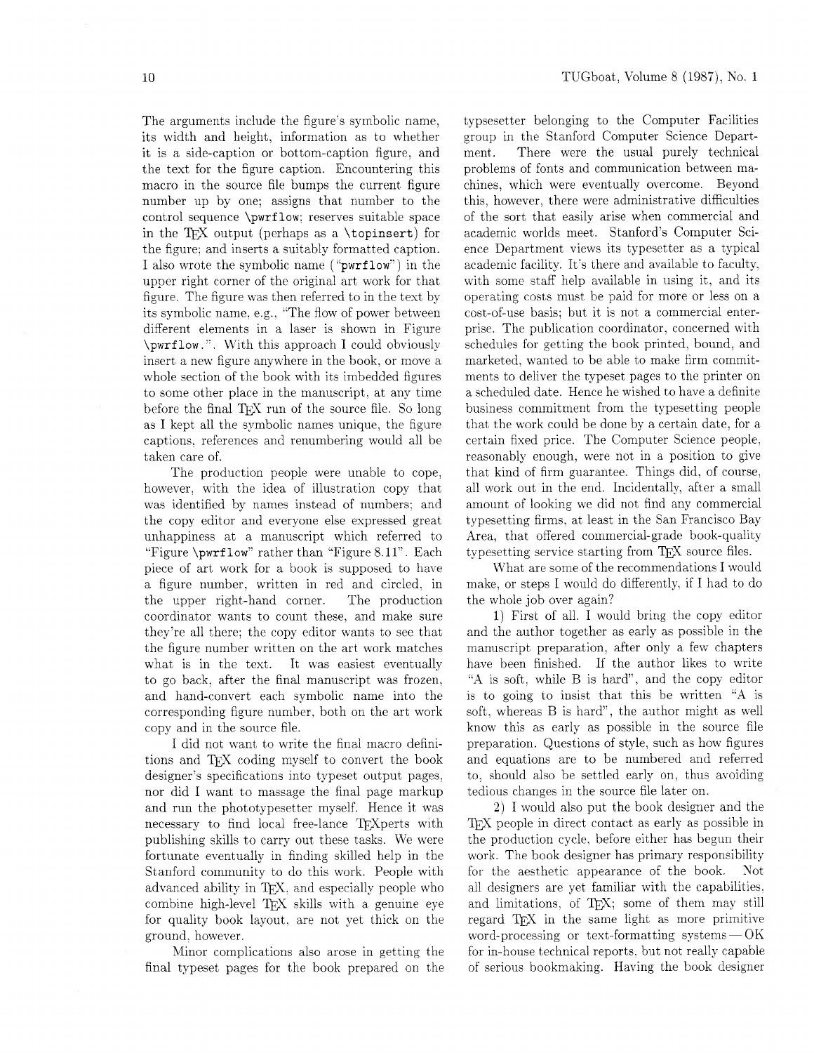The arguments include the figure's symbolic name, its width and height, information as to whether it is a side-caption or bottom-caption figure, and the text for the figure caption. Encountering this macro in the source file bumps the current figure number up by one; assigns that number to the control sequence `\pwrflow`; reserves suitable space in the TeX output (perhaps as a `\topinsert`) for the figure; and inserts a suitably formatted caption. I also wrote the symbolic name ("`pwrflow`") in the upper right corner of the original art work for that figure. The figure was then referred to in the text by its symbolic name, e.g., "The flow of power between different elements in a laser is shown in Figure `\pwrflow.`". With this approach I could obviously insert a new figure anywhere in the book, or move a whole section of the book with its imbedded figures to some other place in the manuscript, at any time before the final TeX run of the source file. So long as I kept all the symbolic names unique, the figure captions, references and renumbering would all be taken care of.

The production people were unable to cope, however, with the idea of illustration copy that was identified by names instead of numbers; and the copy editor and everyone else expressed great unhappiness at a manuscript which referred to "Figure `\pwrflow`" rather than "Figure 8.11". Each piece of art work for a book is supposed to have a figure number, written in red and circled, in the upper right-hand corner. The production coordinator wants to count these, and make sure they're all there; the copy editor wants to see that the figure number written on the art work matches what is in the text. It was easiest eventually to go back, after the final manuscript was frozen, and hand-convert each symbolic name into the corresponding figure number, both on the art work copy and in the source file.

I did not want to write the final macro definitions and TeX coding myself to convert the book designer's specifications into typeset output pages, nor did I want to massage the final page markup and run the phototypesetter myself. Hence it was necessary to find local free-lance TeXperts with publishing skills to carry out these tasks. We were fortunate eventually in finding skilled help in the Stanford community to do this work. People with advanced ability in TeX, and especially people who combine high-level TeX skills with a genuine eye for quality book layout, are not yet thick on the ground, however.

Minor complications also arose in getting the final typeset pages for the book prepared on the typsesetter belonging to the Computer Facilities group in the Stanford Computer Science Department. There were the usual purely technical problems of fonts and communication between machines, which were eventually overcome. Beyond this, however, there were administrative difficulties of the sort that easily arise when commercial and academic worlds meet. Stanford's Computer Science Department views its typesetter as a typical academic facility. It's there and available to faculty, with some staff help available in using it, and its operating costs must be paid for more or less on a cost-of-use basis; but it is not a commercial enterprise. The publication coordinator, concerned with schedules for getting the book printed, bound, and marketed, wanted to be able to make firm commitments to deliver the typeset pages to the printer on a scheduled date. Hence he wished to have a definite business commitment from the typesetting people that the work could be done by a certain date, for a certain fixed price. The Computer Science people, reasonably enough, were not in a position to give that kind of firm guarantee. Things did, of course, all work out in the end. Incidentally, after a small amount of looking we did not find any commercial typesetting firms, at least in the San Francisco Bay Area, that offered commercial-grade book-quality typesetting service starting from TeX source files.

What are some of the recommendations I would make, or steps I would do differently, if I had to do the whole job over again?

1) First of all, I would bring the copy editor and the author together as early as possible in the manuscript preparation, after only a few chapters have been finished. If the author likes to write "A is soft, while B is hard", and the copy editor is to going to insist that this be written "A is soft, whereas B is hard", the author might as well know this as early as possible in the source file preparation. Questions of style, such as how figures and equations are to be numbered and referred to, should also be settled early on, thus avoiding tedious changes in the source file later on.

2) I would also put the book designer and the TeX people in direct contact as early as possible in the production cycle, before either has begun their work. The book designer has primary responsibility for the aesthetic appearance of the book. Not all designers are yet familiar with the capabilities, and limitations, of TeX; some of them may still regard TeX in the same light as more primitive word-processing or text-formatting systems — OK for in-house technical reports, but not really capable of serious bookmaking. Having the book designer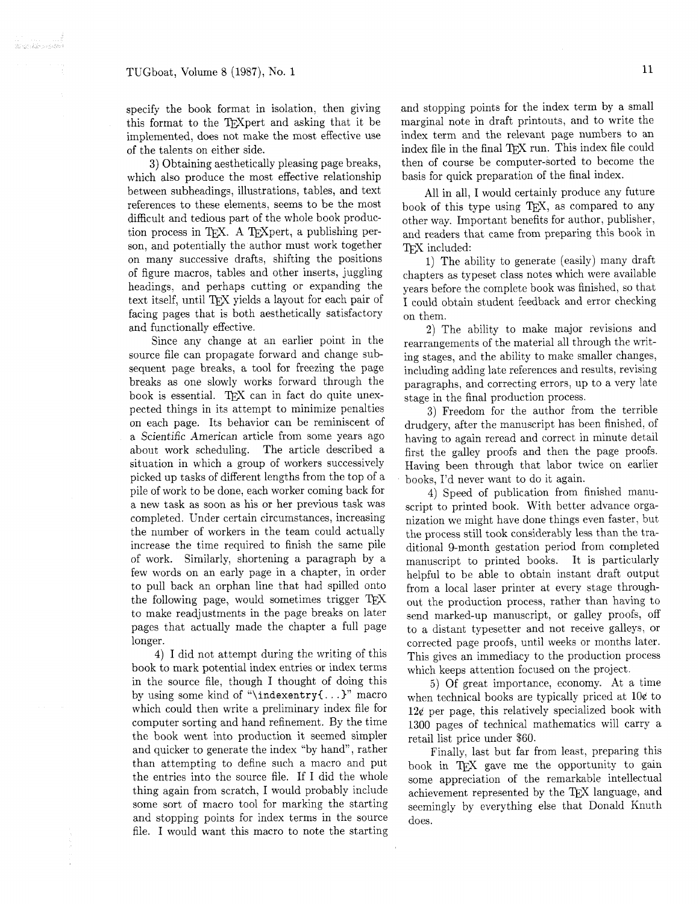specify the book format in isolation, then giving this format to the TEXpert and asking that it be implemented, does not make the most effective use of the talents on either side.

3) Obtaining aesthetically pleasing page breaks, which also produce the most effective relationship between subheadings, illustrations, tables, and text references to these elements, seems to be the most difficult and tedious part of the whole book production process in TEX. A TEXpert, a publishing person, and potentially the author must work together on many successive drafts, shifting the positions of figure macros, tables and other inserts, juggling headings, and perhaps cutting or expanding the text itself, until TEX yields a layout for each pair of facing pages that is both aesthetically satisfactory and functionally effective.

Since any change at an earlier point in the source file can propagate forward and change subsequent page breaks, a tool for freezing the page breaks as one slowly works forward through the book is essential. TEX can in fact do quite unexpected things in its attempt to minimize penalties on each page. Its behavior can be reminiscent of a *Scientific American* article from some years ago about work scheduling. The article described a situation in which a group of workers successively picked up tasks of different lengths from the top of a pile of work to be done, each worker coming back for a new task as soon as his or her previous task was completed. Under certain circumstances, increasing the number of workers in the team could actually increase the time required to finish the same pile of work. Similarly, shortening a paragraph by a few words on an early page in a chapter, in order to pull back an orphan line that had spilled onto the following page, would sometimes trigger TEX to make readjustments in the page breaks on later pages that actually made the chapter a full page longer.

4) I did not attempt during the writing of this book to mark potential index entries or index terms in the source file, though I thought of doing this by using some kind of "`\indexentry{...}`" macro which could then write a preliminary index file for computer sorting and hand refinement. By the time the book went into production it seemed simpler and quicker to generate the index "by hand", rather than attempting to define such a macro and put the entries into the source file. If I did the whole thing again from scratch, I would probably include some sort of macro tool for marking the starting and stopping points for index terms in the source file. I would want this macro to note the starting and stopping points for the index term by a small marginal note in draft printouts, and to write the index term and the relevant page numbers to an index file in the final TEX run. This index file could then of course be computer-sorted to become the basis for quick preparation of the final index.

All in all, I would certainly produce any future book of this type using TEX, as compared to any other way. Important benefits for author, publisher, and readers that came from preparing this book in TEX included:

1) The ability to generate (easily) many draft chapters as typeset class notes which were available years before the complete book was finished, so that I could obtain student feedback and error checking on them.

2) The ability to make major revisions and rearrangements of the material all through the writing stages, and the ability to make smaller changes, including adding late references and results, revising paragraphs, and correcting errors, up to a very late stage in the final production process.

3) Freedom for the author from the terrible drudgery, after the manuscript has been finished, of having to again reread and correct in minute detail first the galley proofs and then the page proofs. Having been through that labor twice on earlier books, I'd never want to do it again.

4) Speed of publication from finished manuscript to printed book. With better advance organization we might have done things even faster, but the process still took considerably less than the traditional 9-month gestation period from completed manuscript to printed books. It is particularly helpful to be able to obtain instant draft output from a local laser printer at every stage throughout the production process, rather than having to send marked-up manuscript, or galley proofs, off to a distant typesetter and not receive galleys, or corrected page proofs, until weeks or months later. This gives an immediacy to the production process which keeps attention focused on the project.

5) Of great importance, economy. At a time when technical books are typically priced at 10¢ to 12¢ per page, this relatively specialized book with 1300 pages of technical mathematics will carry a retail list price under $60.

Finally, last but far from least, preparing this book in TEX gave me the opportunity to gain some appreciation of the remarkable intellectual achievement represented by the TEX language, and seemingly by everything else that Donald Knuth does.